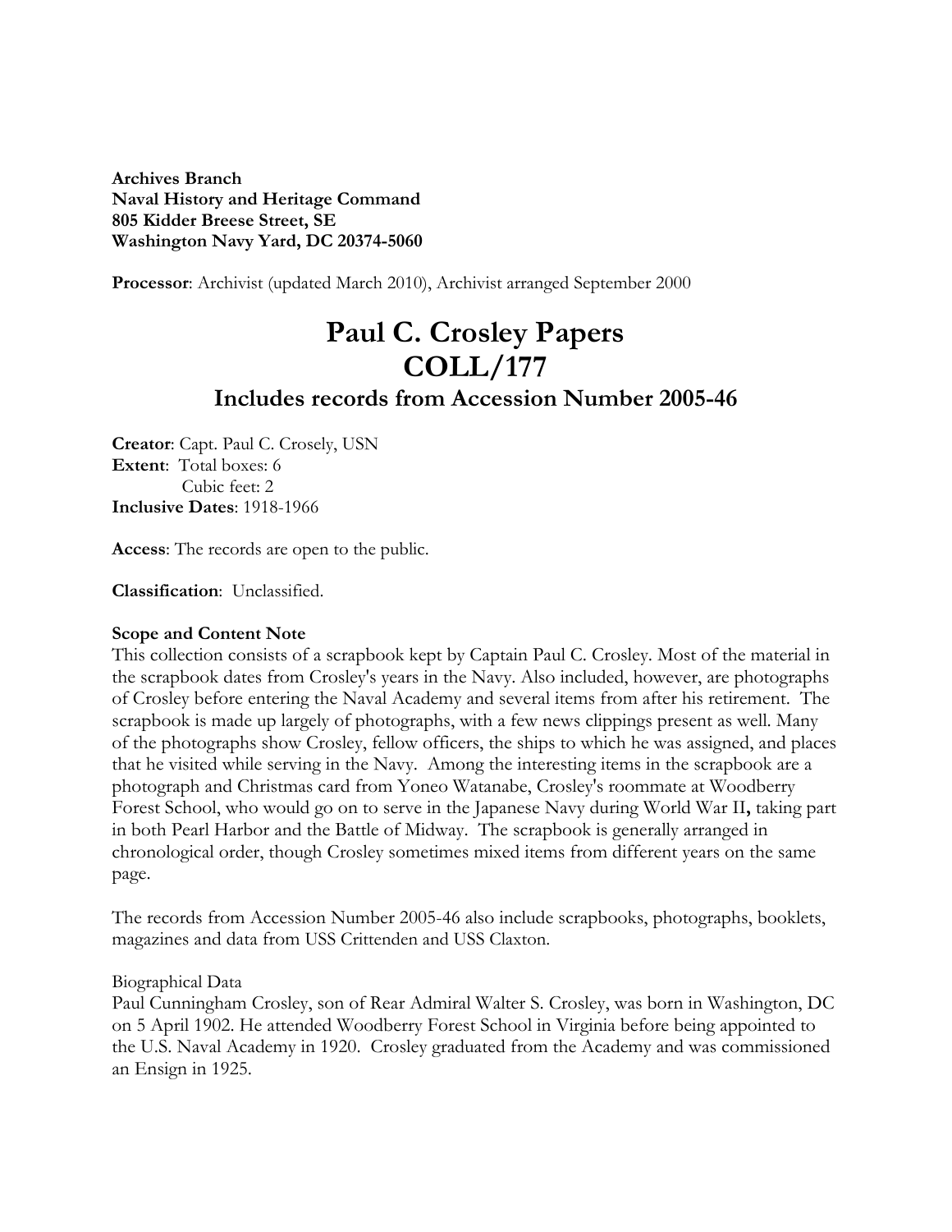**Archives Branch**
**Naval History and Heritage Command**
**805 Kidder Breese Street, SE**
**Washington Navy Yard, DC 20374-5060**

**Processor**: Archivist (updated March 2010), Archivist arranged September 2000

# Paul C. Crosley Papers
# COLL/177
## Includes records from Accession Number 2005-46

**Creator**: Capt. Paul C. Crosely, USN
**Extent**: Total boxes: 6
Cubic feet: 2
**Inclusive Dates**: 1918-1966

**Access**: The records are open to the public.

**Classification**: Unclassified.

**Scope and Content Note**
This collection consists of a scrapbook kept by Captain Paul C. Crosley. Most of the material in the scrapbook dates from Crosley's years in the Navy. Also included, however, are photographs of Crosley before entering the Naval Academy and several items from after his retirement. The scrapbook is made up largely of photographs, with a few news clippings present as well. Many of the photographs show Crosley, fellow officers, the ships to which he was assigned, and places that he visited while serving in the Navy. Among the interesting items in the scrapbook are a photograph and Christmas card from Yoneo Watanabe, Crosley's roommate at Woodberry Forest School, who would go on to serve in the Japanese Navy during World War II**,** taking part in both Pearl Harbor and the Battle of Midway. The scrapbook is generally arranged in chronological order, though Crosley sometimes mixed items from different years on the same page.

The records from Accession Number 2005-46 also include scrapbooks, photographs, booklets, magazines and data from USS Crittenden and USS Claxton.

Biographical Data
Paul Cunningham Crosley, son of Rear Admiral Walter S. Crosley, was born in Washington, DC on 5 April 1902. He attended Woodberry Forest School in Virginia before being appointed to the U.S. Naval Academy in 1920. Crosley graduated from the Academy and was commissioned an Ensign in 1925.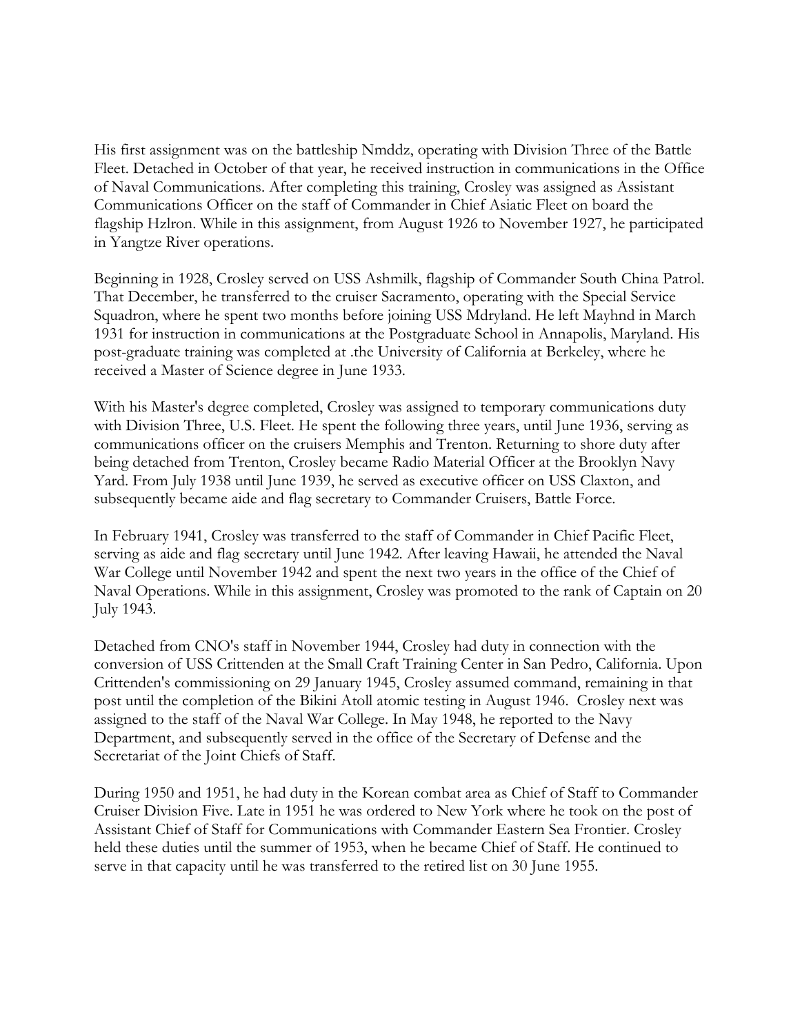His first assignment was on the battleship Nmddz, operating with Division Three of the Battle Fleet. Detached in October of that year, he received instruction in communications in the Office of Naval Communications. After completing this training, Crosley was assigned as Assistant Communications Officer on the staff of Commander in Chief Asiatic Fleet on board the flagship Hzlron. While in this assignment, from August 1926 to November 1927, he participated in Yangtze River operations.

Beginning in 1928, Crosley served on USS Ashmilk, flagship of Commander South China Patrol. That December, he transferred to the cruiser Sacramento, operating with the Special Service Squadron, where he spent two months before joining USS Mdryland. He left Mayhnd in March 1931 for instruction in communications at the Postgraduate School in Annapolis, Maryland. His post-graduate training was completed at .the University of California at Berkeley, where he received a Master of Science degree in June 1933.

With his Master's degree completed, Crosley was assigned to temporary communications duty with Division Three, U.S. Fleet. He spent the following three years, until June 1936, serving as communications officer on the cruisers Memphis and Trenton. Returning to shore duty after being detached from Trenton, Crosley became Radio Material Officer at the Brooklyn Navy Yard. From July 1938 until June 1939, he served as executive officer on USS Claxton, and subsequently became aide and flag secretary to Commander Cruisers, Battle Force.

In February 1941, Crosley was transferred to the staff of Commander in Chief Pacific Fleet, serving as aide and flag secretary until June 1942. After leaving Hawaii, he attended the Naval War College until November 1942 and spent the next two years in the office of the Chief of Naval Operations. While in this assignment, Crosley was promoted to the rank of Captain on 20 July 1943.

Detached from CNO's staff in November 1944, Crosley had duty in connection with the conversion of USS Crittenden at the Small Craft Training Center in San Pedro, California. Upon Crittenden's commissioning on 29 January 1945, Crosley assumed command, remaining in that post until the completion of the Bikini Atoll atomic testing in August 1946. Crosley next was assigned to the staff of the Naval War College. In May 1948, he reported to the Navy Department, and subsequently served in the office of the Secretary of Defense and the Secretariat of the Joint Chiefs of Staff.

During 1950 and 1951, he had duty in the Korean combat area as Chief of Staff to Commander Cruiser Division Five. Late in 1951 he was ordered to New York where he took on the post of Assistant Chief of Staff for Communications with Commander Eastern Sea Frontier. Crosley held these duties until the summer of 1953, when he became Chief of Staff. He continued to serve in that capacity until he was transferred to the retired list on 30 June 1955.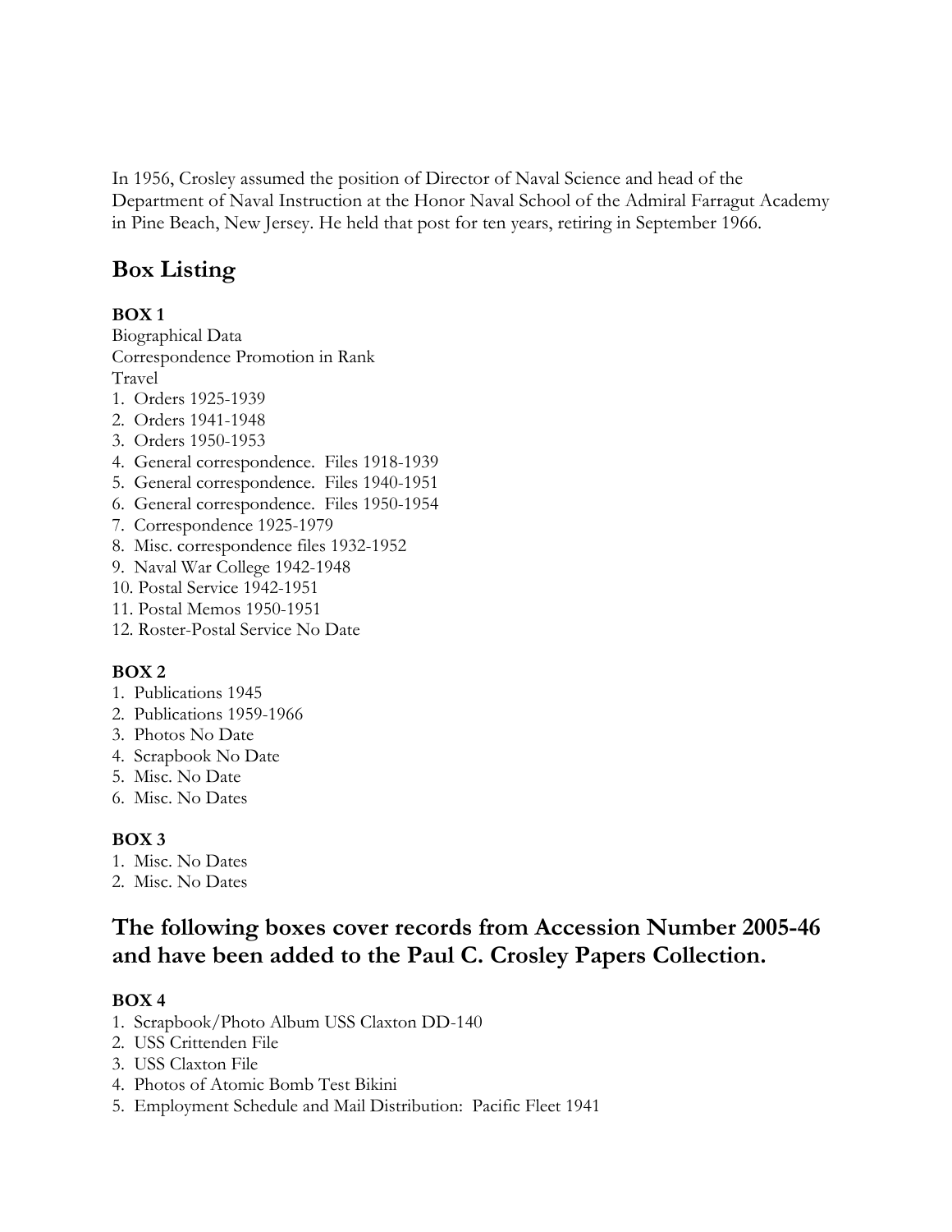In 1956, Crosley assumed the position of Director of Naval Science and head of the Department of Naval Instruction at the Honor Naval School of the Admiral Farragut Academy in Pine Beach, New Jersey. He held that post for ten years, retiring in September 1966.

## Box Listing

**BOX 1**

Biographical Data
Correspondence Promotion in Rank
Travel

1. Orders 1925-1939
2. Orders 1941-1948
3. Orders 1950-1953
4. General correspondence. Files 1918-1939
5. General correspondence. Files 1940-1951
6. General correspondence. Files 1950-1954
7. Correspondence 1925-1979
8. Misc. correspondence files 1932-1952
9. Naval War College 1942-1948
10. Postal Service 1942-1951
11. Postal Memos 1950-1951
12. Roster-Postal Service No Date

**BOX 2**

1. Publications 1945
2. Publications 1959-1966
3. Photos No Date
4. Scrapbook No Date
5. Misc. No Date
6. Misc. No Dates

**BOX 3**

1. Misc. No Dates
2. Misc. No Dates

## The following boxes cover records from Accession Number 2005-46 and have been added to the Paul C. Crosley Papers Collection.

**BOX 4**

1. Scrapbook/Photo Album USS Claxton DD-140
2. USS Crittenden File
3. USS Claxton File
4. Photos of Atomic Bomb Test Bikini
5. Employment Schedule and Mail Distribution: Pacific Fleet 1941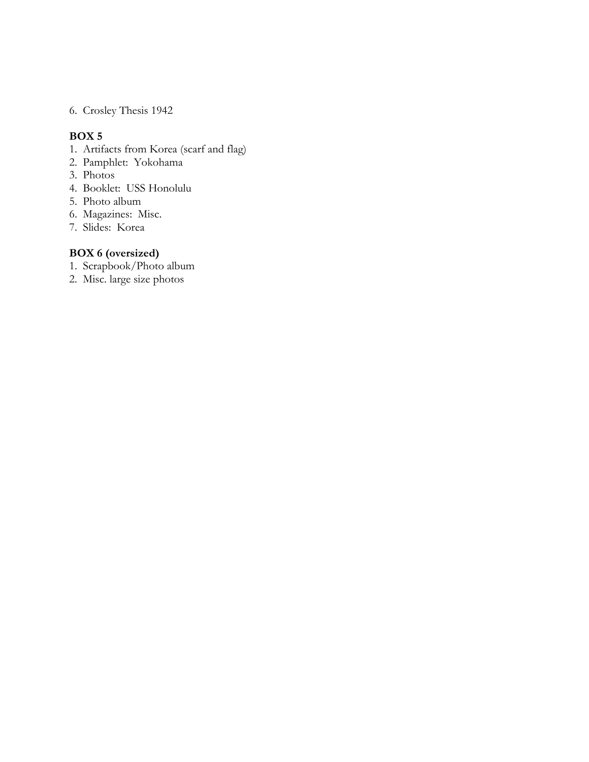6. Crosley Thesis 1942

**BOX 5**

1. Artifacts from Korea (scarf and flag)
2. Pamphlet: Yokohama
3. Photos
4. Booklet: USS Honolulu
5. Photo album
6. Magazines: Misc.
7. Slides: Korea

**BOX 6 (oversized)**

1. Scrapbook/Photo album
2. Misc. large size photos